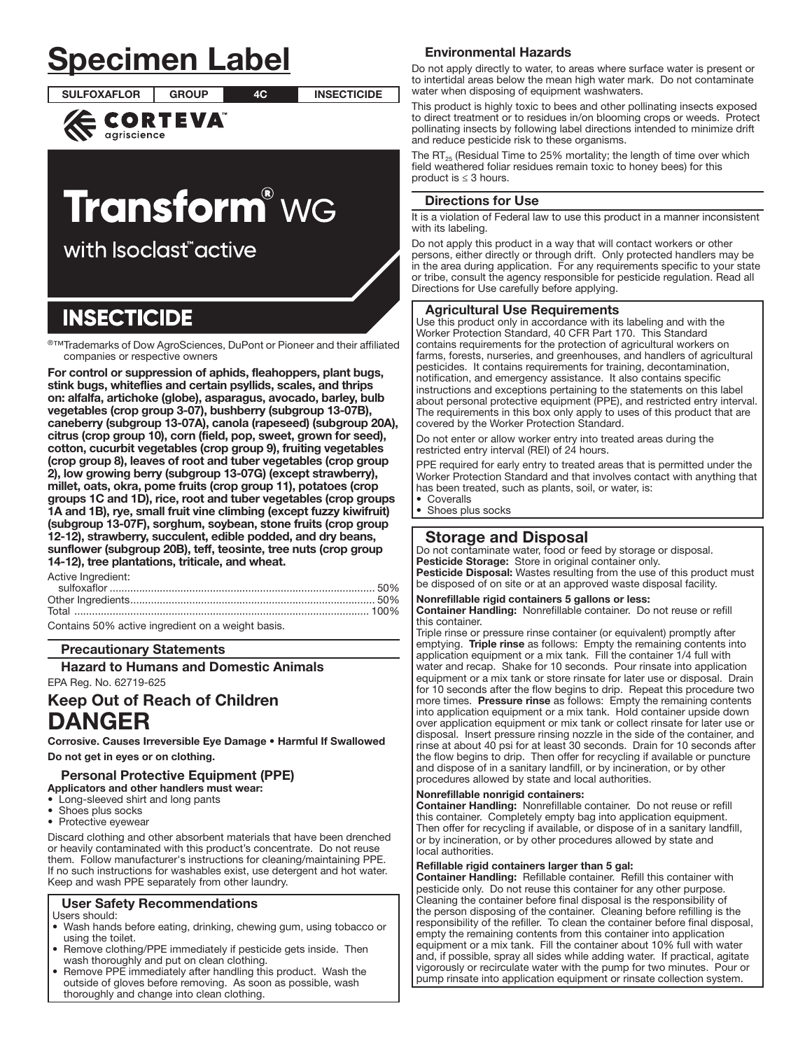# Specimen Label

| SULFOXAFLOR | GROUP | 4C | INSECTICIDE |
|---|---|---|---|

CORTEVA™ agriscience

# Transform® WG

with Isoclast™ active

## INSECTICIDE

®™Trademarks of Dow AgroSciences, DuPont or Pioneer and their affiliated companies or respective owners

**For control or suppression of aphids, fleahoppers, plant bugs, stink bugs, whiteflies and certain psyllids, scales, and thrips on: alfalfa, artichoke (globe), asparagus, avocado, barley, bulb vegetables (crop group 3-07), bushberry (subgroup 13-07B), caneberry (subgroup 13-07A), canola (rapeseed) (subgroup 20A), citrus (crop group 10), corn (field, pop, sweet, grown for seed), cotton, cucurbit vegetables (crop group 9), fruiting vegetables (crop group 8), leaves of root and tuber vegetables (crop group 2), low growing berry (subgroup 13-07G) (except strawberry), millet, oats, okra, pome fruits (crop group 11), potatoes (crop groups 1C and 1D), rice, root and tuber vegetables (crop groups 1A and 1B), rye, small fruit vine climbing (except fuzzy kiwifruit) (subgroup 13-07F), sorghum, soybean, stone fruits (crop group 12-12), strawberry, succulent, edible podded, and dry beans, sunflower (subgroup 20B), teff, teosinte, tree nuts (crop group 14-12), tree plantations, triticale, and wheat.**

Active Ingredient:
sulfoxaflor ........................................................................................ 50%
Other Ingredients.................................................................................. 50%
Total ................................................................................................... 100%

Contains 50% active ingredient on a weight basis.

### Precautionary Statements

#### Hazard to Humans and Domestic Animals

EPA Reg. No. 62719-625

## Keep Out of Reach of Children
## DANGER

**Corrosive. Causes Irreversible Eye Damage • Harmful If Swallowed**

**Do not get in eyes or on clothing.**

#### Personal Protective Equipment (PPE)

**Applicators and other handlers must wear:**
- Long-sleeved shirt and long pants
- Shoes plus socks
- Protective eyewear

Discard clothing and other absorbent materials that have been drenched or heavily contaminated with this product's concentrate. Do not reuse them. Follow manufacturer's instructions for cleaning/maintaining PPE. If no such instructions for washables exist, use detergent and hot water. Keep and wash PPE separately from other laundry.

#### User Safety Recommendations

Users should:
- Wash hands before eating, drinking, chewing gum, using tobacco or using the toilet.
- Remove clothing/PPE immediately if pesticide gets inside. Then wash thoroughly and put on clean clothing.
- Remove PPE immediately after handling this product. Wash the outside of gloves before removing. As soon as possible, wash thoroughly and change into clean clothing.

#### Environmental Hazards

Do not apply directly to water, to areas where surface water is present or to intertidal areas below the mean high water mark. Do not contaminate water when disposing of equipment washwaters.

This product is highly toxic to bees and other pollinating insects exposed to direct treatment or to residues in/on blooming crops or weeds. Protect pollinating insects by following label directions intended to minimize drift and reduce pesticide risk to these organisms.

The $RT_{25}$ (Residual Time to 25% mortality; the length of time over which field weathered foliar residues remain toxic to honey bees) for this product is ≤ 3 hours.

### Directions for Use

It is a violation of Federal law to use this product in a manner inconsistent with its labeling.

Do not apply this product in a way that will contact workers or other persons, either directly or through drift. Only protected handlers may be in the area during application. For any requirements specific to your state or tribe, consult the agency responsible for pesticide regulation. Read all Directions for Use carefully before applying.

#### Agricultural Use Requirements

Use this product only in accordance with its labeling and with the Worker Protection Standard, 40 CFR Part 170. This Standard contains requirements for the protection of agricultural workers on farms, forests, nurseries, and greenhouses, and handlers of agricultural pesticides. It contains requirements for training, decontamination, notification, and emergency assistance. It also contains specific instructions and exceptions pertaining to the statements on this label about personal protective equipment (PPE), and restricted entry interval. The requirements in this box only apply to uses of this product that are covered by the Worker Protection Standard.

Do not enter or allow worker entry into treated areas during the restricted entry interval (REI) of 24 hours.

PPE required for early entry to treated areas that is permitted under the Worker Protection Standard and that involves contact with anything that has been treated, such as plants, soil, or water, is:
- Coveralls
- Shoes plus socks

### Storage and Disposal

Do not contaminate water, food or feed by storage or disposal.

**Pesticide Storage:** Store in original container only.

**Pesticide Disposal:** Wastes resulting from the use of this product must be disposed of on site or at an approved waste disposal facility.

**Nonrefillable rigid containers 5 gallons or less:**

**Container Handling:** Nonrefillable container. Do not reuse or refill this container.

Triple rinse or pressure rinse container (or equivalent) promptly after emptying. **Triple rinse** as follows: Empty the remaining contents into application equipment or a mix tank. Fill the container 1/4 full with water and recap. Shake for 10 seconds. Pour rinsate into application equipment or a mix tank or store rinsate for later use or disposal. Drain for 10 seconds after the flow begins to drip. Repeat this procedure two more times. **Pressure rinse** as follows: Empty the remaining contents into application equipment or a mix tank. Hold container upside down over application equipment or mix tank or collect rinsate for later use or disposal. Insert pressure rinsing nozzle in the side of the container, and rinse at about 40 psi for at least 30 seconds. Drain for 10 seconds after the flow begins to drip. Then offer for recycling if available or puncture and dispose of in a sanitary landfill, or by incineration, or by other procedures allowed by state and local authorities.

**Nonrefillable nonrigid containers:**

**Container Handling:** Nonrefillable container. Do not reuse or refill this container. Completely empty bag into application equipment. Then offer for recycling if available, or dispose of in a sanitary landfill, or by incineration, or by other procedures allowed by state and local authorities.

**Refillable rigid containers larger than 5 gal:**

**Container Handling:** Refillable container. Refill this container with pesticide only. Do not reuse this container for any other purpose. Cleaning the container before final disposal is the responsibility of the person disposing of the container. Cleaning before refilling is the responsibility of the refiller. To clean the container before final disposal, empty the remaining contents from this container into application equipment or a mix tank. Fill the container about 10% full with water and, if possible, spray all sides while adding water. If practical, agitate vigorously or recirculate water with the pump for two minutes. Pour or pump rinsate into application equipment or rinsate collection system.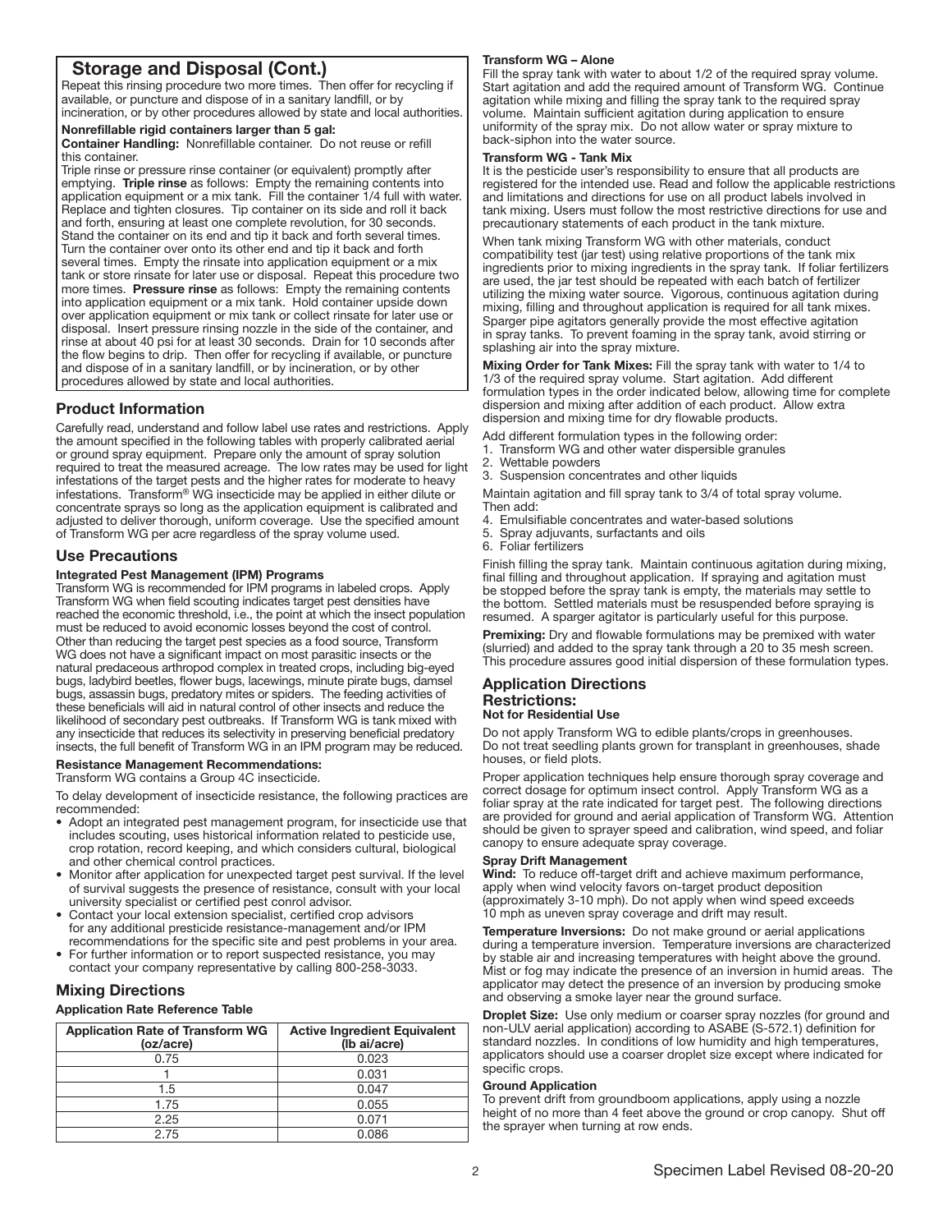## Storage and Disposal (Cont.)

Repeat this rinsing procedure two more times. Then offer for recycling if available, or puncture and dispose of in a sanitary landfill, or by incineration, or by other procedures allowed by state and local authorities.

**Nonrefillable rigid containers larger than 5 gal:**

**Container Handling:** Nonrefillable container. Do not reuse or refill this container.

Triple rinse or pressure rinse container (or equivalent) promptly after emptying. **Triple rinse** as follows: Empty the remaining contents into application equipment or a mix tank. Fill the container 1/4 full with water. Replace and tighten closures. Tip container on its side and roll it back and forth, ensuring at least one complete revolution, for 30 seconds. Stand the container on its end and tip it back and forth several times. Turn the container over onto its other end and tip it back and forth several times. Empty the rinsate into application equipment or a mix tank or store rinsate for later use or disposal. Repeat this procedure two more times. **Pressure rinse** as follows: Empty the remaining contents into application equipment or a mix tank. Hold container upside down over application equipment or mix tank or collect rinsate for later use or disposal. Insert pressure rinsing nozzle in the side of the container, and rinse at about 40 psi for at least 30 seconds. Drain for 10 seconds after the flow begins to drip. Then offer for recycling if available, or puncture and dispose of in a sanitary landfill, or by incineration, or by other procedures allowed by state and local authorities.

## Product Information

Carefully read, understand and follow label use rates and restrictions. Apply the amount specified in the following tables with properly calibrated aerial or ground spray equipment. Prepare only the amount of spray solution required to treat the measured acreage. The low rates may be used for light infestations of the target pests and the higher rates for moderate to heavy infestations. Transform® WG insecticide may be applied in either dilute or concentrate sprays so long as the application equipment is calibrated and adjusted to deliver thorough, uniform coverage. Use the specified amount of Transform WG per acre regardless of the spray volume used.

## Use Precautions

**Integrated Pest Management (IPM) Programs**

Transform WG is recommended for IPM programs in labeled crops. Apply Transform WG when field scouting indicates target pest densities have reached the economic threshold, i.e., the point at which the insect population must be reduced to avoid economic losses beyond the cost of control. Other than reducing the target pest species as a food source, Transform WG does not have a significant impact on most parasitic insects or the natural predaceous arthropod complex in treated crops, including big-eyed bugs, ladybird beetles, flower bugs, lacewings, minute pirate bugs, damsel bugs, assassin bugs, predatory mites or spiders. The feeding activities of these beneficials will aid in natural control of other insects and reduce the likelihood of secondary pest outbreaks. If Transform WG is tank mixed with any insecticide that reduces its selectivity in preserving beneficial predatory insects, the full benefit of Transform WG in an IPM program may be reduced.

**Resistance Management Recommendations:**

Transform WG contains a Group 4C insecticide.

To delay development of insecticide resistance, the following practices are recommended:

- Adopt an integrated pest management program, for insecticide use that includes scouting, uses historical information related to pesticide use, crop rotation, record keeping, and which considers cultural, biological and other chemical control practices.
- Monitor after application for unexpected target pest survival. If the level of survival suggests the presence of resistance, consult with your local university specialist or certified pest conrol advisor.
- Contact your local extension specialist, certified crop advisors for any additional presticide resistance-management and/or IPM recommendations for the specific site and pest problems in your area.
- For further information or to report suspected resistance, you may contact your company representative by calling 800-258-3033.

## Mixing Directions

**Application Rate Reference Table**

| Application Rate of Transform WG (oz/acre) | Active Ingredient Equivalent (lb ai/acre) |
|---|---|
| 0.75 | 0.023 |
| 1 | 0.031 |
| 1.5 | 0.047 |
| 1.75 | 0.055 |
| 2.25 | 0.071 |
| 2.75 | 0.086 |

**Transform WG – Alone**

Fill the spray tank with water to about 1/2 of the required spray volume. Start agitation and add the required amount of Transform WG. Continue agitation while mixing and filling the spray tank to the required spray volume. Maintain sufficient agitation during application to ensure uniformity of the spray mix. Do not allow water or spray mixture to back-siphon into the water source.

**Transform WG - Tank Mix**

It is the pesticide user's responsibility to ensure that all products are registered for the intended use. Read and follow the applicable restrictions and limitations and directions for use on all product labels involved in tank mixing. Users must follow the most restrictive directions for use and precautionary statements of each product in the tank mixture.

When tank mixing Transform WG with other materials, conduct compatibility test (jar test) using relative proportions of the tank mix ingredients prior to mixing ingredients in the spray tank. If foliar fertilizers are used, the jar test should be repeated with each batch of fertilizer utilizing the mixing water source. Vigorous, continuous agitation during mixing, filling and throughout application is required for all tank mixes. Sparger pipe agitators generally provide the most effective agitation in spray tanks. To prevent foaming in the spray tank, avoid stirring or splashing air into the spray mixture.

**Mixing Order for Tank Mixes:** Fill the spray tank with water to 1/4 to 1/3 of the required spray volume. Start agitation. Add different formulation types in the order indicated below, allowing time for complete dispersion and mixing after addition of each product. Allow extra dispersion and mixing time for dry flowable products.

Add different formulation types in the following order:

1. Transform WG and other water dispersible granules
2. Wettable powders
3. Suspension concentrates and other liquids

Maintain agitation and fill spray tank to 3/4 of total spray volume. Then add:

4. Emulsifiable concentrates and water-based solutions
5. Spray adjuvants, surfactants and oils
6. Foliar fertilizers

Finish filling the spray tank. Maintain continuous agitation during mixing, final filling and throughout application. If spraying and agitation must be stopped before the spray tank is empty, the materials may settle to the bottom. Settled materials must be resuspended before spraying is resumed. A sparger agitator is particularly useful for this purpose.

**Premixing:** Dry and flowable formulations may be premixed with water (slurried) and added to the spray tank through a 20 to 35 mesh screen. This procedure assures good initial dispersion of these formulation types.

## Application Directions

### Restrictions:

**Not for Residential Use**

Do not apply Transform WG to edible plants/crops in greenhouses. Do not treat seedling plants grown for transplant in greenhouses, shade houses, or field plots.

Proper application techniques help ensure thorough spray coverage and correct dosage for optimum insect control. Apply Transform WG as a foliar spray at the rate indicated for target pest. The following directions are provided for ground and aerial application of Transform WG. Attention should be given to sprayer speed and calibration, wind speed, and foliar canopy to ensure adequate spray coverage.

**Spray Drift Management**

**Wind:** To reduce off-target drift and achieve maximum performance, apply when wind velocity favors on-target product deposition (approximately 3-10 mph). Do not apply when wind speed exceeds 10 mph as uneven spray coverage and drift may result.

**Temperature Inversions:** Do not make ground or aerial applications during a temperature inversion. Temperature inversions are characterized by stable air and increasing temperatures with height above the ground. Mist or fog may indicate the presence of an inversion in humid areas. The applicator may detect the presence of an inversion by producing smoke and observing a smoke layer near the ground surface.

**Droplet Size:** Use only medium or coarser spray nozzles (for ground and non-ULV aerial application) according to ASABE (S-572.1) definition for standard nozzles. In conditions of low humidity and high temperatures, applicators should use a coarser droplet size except where indicated for specific crops.

**Ground Application**

To prevent drift from groundboom applications, apply using a nozzle height of no more than 4 feet above the ground or crop canopy. Shut off the sprayer when turning at row ends.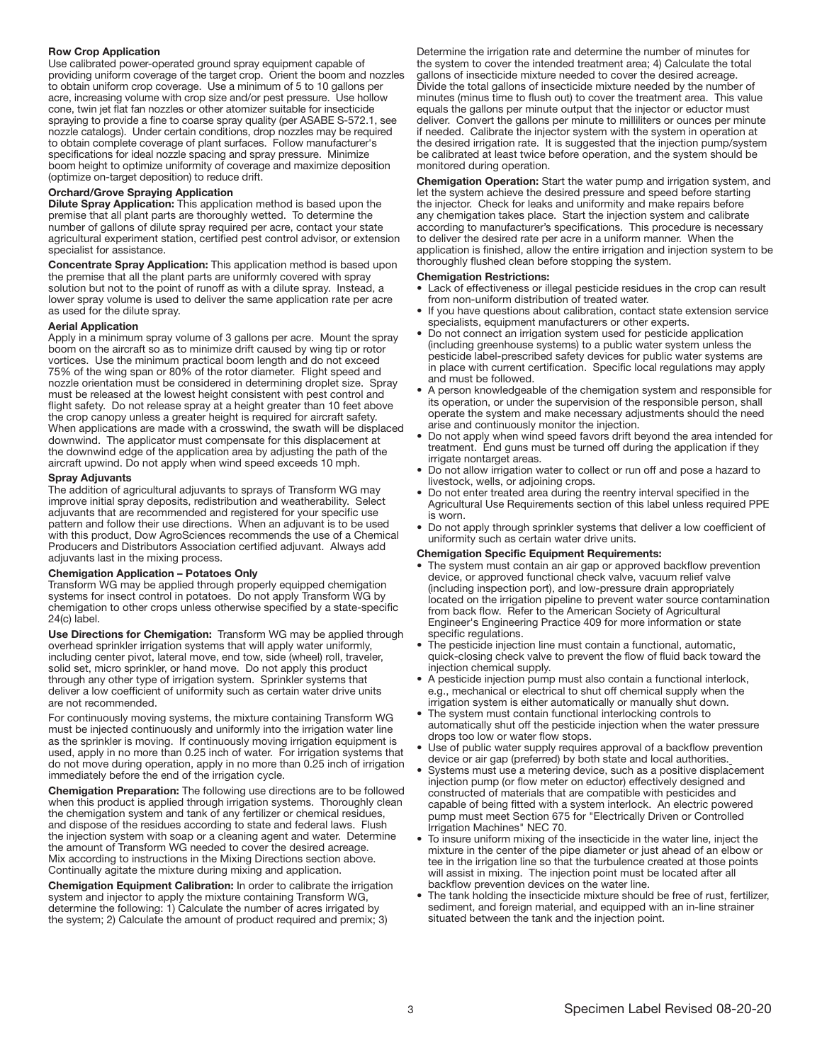### Row Crop Application

Use calibrated power-operated ground spray equipment capable of providing uniform coverage of the target crop. Orient the boom and nozzles to obtain uniform crop coverage. Use a minimum of 5 to 10 gallons per acre, increasing volume with crop size and/or pest pressure. Use hollow cone, twin jet flat fan nozzles or other atomizer suitable for insecticide spraying to provide a fine to coarse spray quality (per ASABE S-572.1, see nozzle catalogs). Under certain conditions, drop nozzles may be required to obtain complete coverage of plant surfaces. Follow manufacturer's specifications for ideal nozzle spacing and spray pressure. Minimize boom height to optimize uniformity of coverage and maximize deposition (optimize on-target deposition) to reduce drift.

### Orchard/Grove Spraying Application

**Dilute Spray Application:** This application method is based upon the premise that all plant parts are thoroughly wetted. To determine the number of gallons of dilute spray required per acre, contact your state agricultural experiment station, certified pest control advisor, or extension specialist for assistance.

**Concentrate Spray Application:** This application method is based upon the premise that all the plant parts are uniformly covered with spray solution but not to the point of runoff as with a dilute spray. Instead, a lower spray volume is used to deliver the same application rate per acre as used for the dilute spray.

### Aerial Application

Apply in a minimum spray volume of 3 gallons per acre. Mount the spray boom on the aircraft so as to minimize drift caused by wing tip or rotor vortices. Use the minimum practical boom length and do not exceed 75% of the wing span or 80% of the rotor diameter. Flight speed and nozzle orientation must be considered in determining droplet size. Spray must be released at the lowest height consistent with pest control and flight safety. Do not release spray at a height greater than 10 feet above the crop canopy unless a greater height is required for aircraft safety. When applications are made with a crosswind, the swath will be displaced downwind. The applicator must compensate for this displacement at the downwind edge of the application area by adjusting the path of the aircraft upwind. Do not apply when wind speed exceeds 10 mph.

### Spray Adjuvants

The addition of agricultural adjuvants to sprays of Transform WG may improve initial spray deposits, redistribution and weatherability. Select adjuvants that are recommended and registered for your specific use pattern and follow their use directions. When an adjuvant is to be used with this product, Dow AgroSciences recommends the use of a Chemical Producers and Distributors Association certified adjuvant. Always add adjuvants last in the mixing process.

### Chemigation Application – Potatoes Only

Transform WG may be applied through properly equipped chemigation systems for insect control in potatoes. Do not apply Transform WG by chemigation to other crops unless otherwise specified by a state-specific 24(c) label.

**Use Directions for Chemigation:** Transform WG may be applied through overhead sprinkler irrigation systems that will apply water uniformly, including center pivot, lateral move, end tow, side (wheel) roll, traveler, solid set, micro sprinkler, or hand move. Do not apply this product through any other type of irrigation system. Sprinkler systems that deliver a low coefficient of uniformity such as certain water drive units are not recommended.

For continuously moving systems, the mixture containing Transform WG must be injected continuously and uniformly into the irrigation water line as the sprinkler is moving. If continuously moving irrigation equipment is used, apply in no more than 0.25 inch of water. For irrigation systems that do not move during operation, apply in no more than 0.25 inch of irrigation immediately before the end of the irrigation cycle.

**Chemigation Preparation:** The following use directions are to be followed when this product is applied through irrigation systems. Thoroughly clean the chemigation system and tank of any fertilizer or chemical residues, and dispose of the residues according to state and federal laws. Flush the injection system with soap or a cleaning agent and water. Determine the amount of Transform WG needed to cover the desired acreage. Mix according to instructions in the Mixing Directions section above. Continually agitate the mixture during mixing and application.

**Chemigation Equipment Calibration:** In order to calibrate the irrigation system and injector to apply the mixture containing Transform WG, determine the following: 1) Calculate the number of acres irrigated by the system; 2) Calculate the amount of product required and premix; 3) Determine the irrigation rate and determine the number of minutes for the system to cover the intended treatment area; 4) Calculate the total gallons of insecticide mixture needed to cover the desired acreage. Divide the total gallons of insecticide mixture needed by the number of minutes (minus time to flush out) to cover the treatment area. This value equals the gallons per minute output that the injector or eductor must deliver. Convert the gallons per minute to milliliters or ounces per minute if needed. Calibrate the injector system with the system in operation at the desired irrigation rate. It is suggested that the injection pump/system be calibrated at least twice before operation, and the system should be monitored during operation.

**Chemigation Operation:** Start the water pump and irrigation system, and let the system achieve the desired pressure and speed before starting the injector. Check for leaks and uniformity and make repairs before any chemigation takes place. Start the injection system and calibrate according to manufacturer's specifications. This procedure is necessary to deliver the desired rate per acre in a uniform manner. When the application is finished, allow the entire irrigation and injection system to be thoroughly flushed clean before stopping the system.

**Chemigation Restrictions:**

- Lack of effectiveness or illegal pesticide residues in the crop can result from non-uniform distribution of treated water.
- If you have questions about calibration, contact state extension service specialists, equipment manufacturers or other experts.
- Do not connect an irrigation system used for pesticide application (including greenhouse systems) to a public water system unless the pesticide label-prescribed safety devices for public water systems are in place with current certification. Specific local regulations may apply and must be followed.
- A person knowledgeable of the chemigation system and responsible for its operation, or under the supervision of the responsible person, shall operate the system and make necessary adjustments should the need arise and continuously monitor the injection.
- Do not apply when wind speed favors drift beyond the area intended for treatment. End guns must be turned off during the application if they irrigate nontarget areas.
- Do not allow irrigation water to collect or run off and pose a hazard to livestock, wells, or adjoining crops.
- Do not enter treated area during the reentry interval specified in the Agricultural Use Requirements section of this label unless required PPE is worn.
- Do not apply through sprinkler systems that deliver a low coefficient of uniformity such as certain water drive units.

**Chemigation Specific Equipment Requirements:**

- The system must contain an air gap or approved backflow prevention device, or approved functional check valve, vacuum relief valve (including inspection port), and low-pressure drain appropriately located on the irrigation pipeline to prevent water source contamination from back flow. Refer to the American Society of Agricultural Engineer's Engineering Practice 409 for more information or state specific regulations.
- The pesticide injection line must contain a functional, automatic, quick-closing check valve to prevent the flow of fluid back toward the injection chemical supply.
- A pesticide injection pump must also contain a functional interlock, e.g., mechanical or electrical to shut off chemical supply when the irrigation system is either automatically or manually shut down.
- The system must contain functional interlocking controls to automatically shut off the pesticide injection when the water pressure drops too low or water flow stops.
- Use of public water supply requires approval of a backflow prevention device or air gap (preferred) by both state and local authorities.
- Systems must use a metering device, such as a positive displacement injection pump (or flow meter on eductor) effectively designed and constructed of materials that are compatible with pesticides and capable of being fitted with a system interlock. An electric powered pump must meet Section 675 for "Electrically Driven or Controlled Irrigation Machines" NEC 70.
- To insure uniform mixing of the insecticide in the water line, inject the mixture in the center of the pipe diameter or just ahead of an elbow or tee in the irrigation line so that the turbulence created at those points will assist in mixing. The injection point must be located after all backflow prevention devices on the water line.
- The tank holding the insecticide mixture should be free of rust, fertilizer, sediment, and foreign material, and equipped with an in-line strainer situated between the tank and the injection point.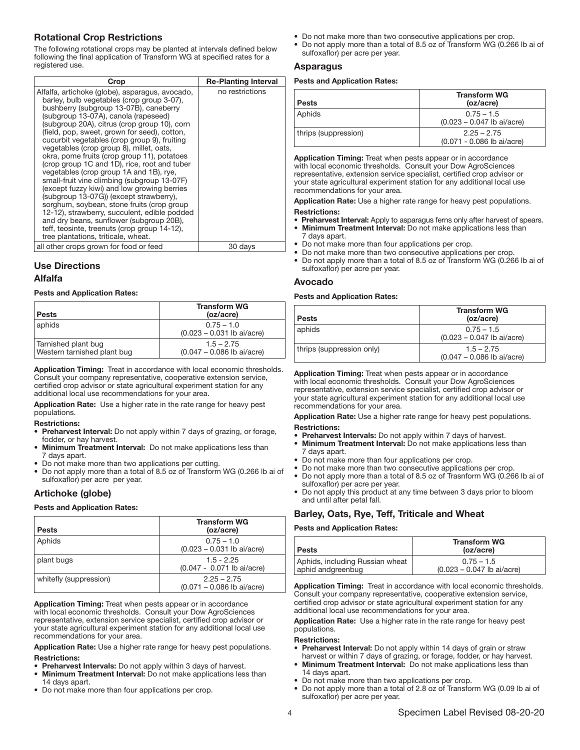## Rotational Crop Restrictions

The following rotational crops may be planted at intervals defined below following the final application of Transform WG at specified rates for a registered use.

| Crop | Re-Planting Interval |
|---|---|
| Alfalfa, artichoke (globe), asparagus, avocado, barley, bulb vegetables (crop group 3-07), bushberry (subgroup 13-07B), caneberry (subgroup 13-07A), canola (rapeseed) (subgroup 20A), citrus (crop group 10), corn (field, pop, sweet, grown for seed), cotton, cucurbit vegetables (crop group 9), fruiting vegetables (crop group 8), millet, oats, okra, pome fruits (crop group 11), potatoes (crop group 1C and 1D), rice, root and tuber vegetables (crop group 1A and 1B), rye, small-fruit vine climbing (subgroup 13-07F) (except fuzzy kiwi) and low growing berries (subgroup 13-07G)) (except strawberry), sorghum, soybean, stone fruits (crop group 12-12), strawberry, succulent, edible podded and dry beans, sunflower (subgroup 20B), teff, teosinte, treenuts (crop group 14-12), tree plantations, triticale, wheat. | no restrictions |
| all other crops grown for food or feed | 30 days |

## Use Directions

### Alfalfa

**Pests and Application Rates:**

| Pests | Transform WG (oz/acre) |
|---|---|
| aphids | 0.75 – 1.0 (0.023 – 0.031 lb ai/acre) |
| Tarnished plant bug Western tarnished plant bug | 1.5 – 2.75 (0.047 – 0.086 lb ai/acre) |

**Application Timing:** Treat in accordance with local economic thresholds. Consult your company representative, cooperative extension service, certified crop advisor or state agricultural experiment station for any additional local use recommendations for your area.

**Application Rate:** Use a higher rate in the rate range for heavy pest populations.

**Restrictions:**

- **Preharvest Interval:** Do not apply within 7 days of grazing, or forage, fodder, or hay harvest.
- **Minimum Treatment Interval:** Do not make applications less than 7 days apart.
- Do not make more than two applications per cutting.
- Do not apply more than a total of 8.5 oz of Transform WG (0.266 lb ai of sulfoxaflor) per acre per year.

### Artichoke (globe)

**Pests and Application Rates:**

| Pests | Transform WG (oz/acre) |
|---|---|
| Aphids | 0.75 – 1.0 (0.023 – 0.031 lb ai/acre) |
| plant bugs | 1.5 - 2.25 (0.047 - 0.071 lb ai/acre) |
| whitefly (suppression) | 2.25 – 2.75 (0.071 – 0.086 lb ai/acre) |

**Application Timing:** Treat when pests appear or in accordance with local economic thresholds. Consult your Dow AgroSciences representative, extension service specialist, certified crop advisor or your state agricultural experiment station for any additional local use recommendations for your area.

**Application Rate:** Use a higher rate range for heavy pest populations.

**Restrictions:**

- **Preharvest Intervals:** Do not apply within 3 days of harvest.
- **Minimum Treatment Interval:** Do not make applications less than 14 days apart.
- Do not make more than four applications per crop.
- Do not make more than two consecutive applications per crop.
- Do not apply more than a total of 8.5 oz of Transform WG (0.266 lb ai of sulfoxaflor) per acre per year.

### Asparagus

**Pests and Application Rates:**

| Pests | Transform WG (oz/acre) |
|---|---|
| Aphids | 0.75 – 1.5 (0.023 – 0.047 lb ai/acre) |
| thrips (suppression) | 2.25 – 2.75 (0.071 - 0.086 lb ai/acre) |

**Application Timing:** Treat when pests appear or in accordance with local economic thresholds. Consult your Dow AgroSciences representative, extension service specialist, certified crop advisor or your state agricultural experiment station for any additional local use recommendations for your area.

**Application Rate:** Use a higher rate range for heavy pest populations.

**Restrictions:**

- **Preharvest Interval:** Apply to asparagus ferns only after harvest of spears.
- **Minimum Treatment Interval:** Do not make applications less than 7 days apart.
- Do not make more than four applications per crop.
- Do not make more than two consecutive applications per crop.
- Do not apply more than a total of 8.5 oz of Transform WG (0.266 lb ai of sulfoxaflor) per acre per year.

### Avocado

**Pests and Application Rates:**

| Pests | Transform WG (oz/acre) |
|---|---|
| aphids | 0.75 – 1.5 (0.023 – 0.047 lb ai/acre) |
| thrips (suppression only) | 1.5 – 2.75 (0.047 – 0.086 lb ai/acre) |

**Application Timing:** Treat when pests appear or in accordance with local economic thresholds. Consult your Dow AgroSciences representative, extension service specialist, certified crop advisor or your state agricultural experiment station for any additional local use recommendations for your area.

**Application Rate:** Use a higher rate range for heavy pest populations.

**Restrictions:**

- **Preharvest Intervals:** Do not apply within 7 days of harvest.
- **Minimum Treatment Interval:** Do not make applications less than 7 days apart.
- Do not make more than four applications per crop.
- Do not make more than two consecutive applications per crop.
- Do not apply more than a total of 8.5 oz of Trasnform WG (0.266 lb ai of sulfoxaflor) per acre per year.
- Do not apply this product at any time between 3 days prior to bloom and until after petal fall.

### Barley, Oats, Rye, Teff, Triticale and Wheat

**Pests and Application Rates:**

| Pests | Transform WG (oz/acre) |
|---|---|
| Aphids, including Russian wheat aphid andgreenbug | 0.75 – 1.5 (0.023 – 0.047 lb ai/acre) |

**Application Timing:** Treat in accordance with local economic thresholds. Consult your company representative, cooperative extension service, certified crop advisor or state agricultural experiment station for any additional local use recommendations for your area.

**Application Rate:** Use a higher rate in the rate range for heavy pest populations.

**Restrictions:**

- **Preharvest Interval:** Do not apply within 14 days of grain or straw harvest or within 7 days of grazing, or forage, fodder, or hay harvest.
- **Minimum Treatment Interval:** Do not make applications less than 14 days apart.
- Do not make more than two applications per crop.
- Do not apply more than a total of 2.8 oz of Transform WG (0.09 lb ai of sulfoxaflor) per acre per year.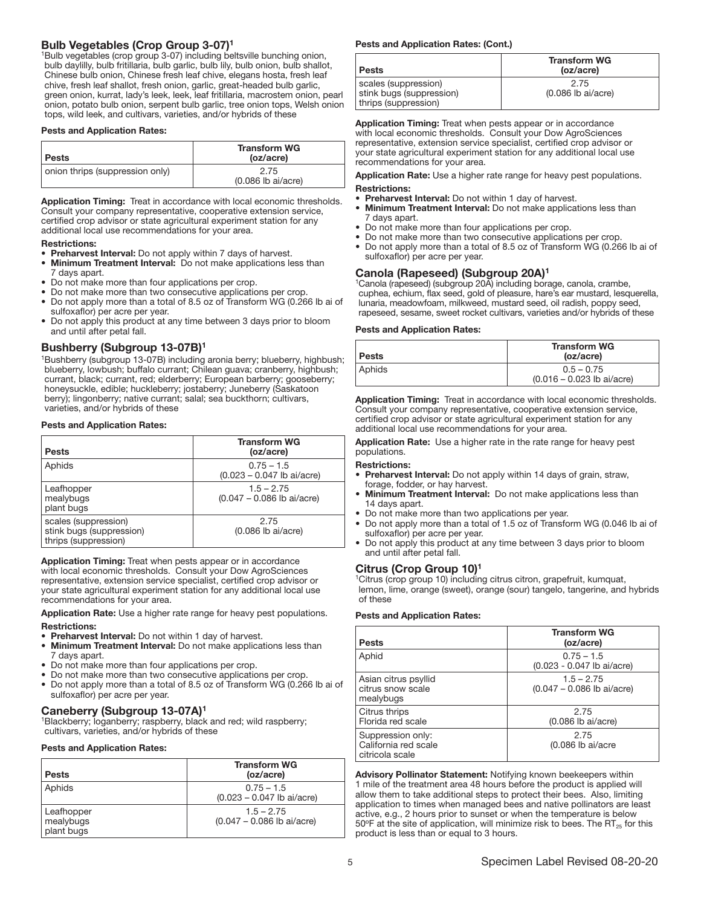## Bulb Vegetables (Crop Group 3-07)[1]

[1]Bulb vegetables (crop group 3-07) including beltsville bunching onion, bulb daylilly, bulb fritillaria, bulb garlic, bulb lily, bulb onion, bulb shallot, Chinese bulb onion, Chinese fresh leaf chive, elegans hosta, fresh leaf chive, fresh leaf shallot, fresh onion, garlic, great-headed bulb garlic, green onion, kurrat, lady's leek, leek, leaf fritillaria, macrostem onion, pearl onion, potato bulb onion, serpent bulb garlic, tree onion tops, Welsh onion tops, wild leek, and cultivars, varieties, and/or hybrids of these

**Pests and Application Rates:**

| Pests | Transform WG (oz/acre) |
|---|---|
| onion thrips (suppression only) | 2.75 (0.086 lb ai/acre) |

**Application Timing:** Treat in accordance with local economic thresholds. Consult your company representative, cooperative extension service, certified crop advisor or state agricultural experiment station for any additional local use recommendations for your area.

**Restrictions:**
- **Preharvest Interval:** Do not apply within 7 days of harvest.
- **Minimum Treatment Interval:** Do not make applications less than 7 days apart.
- Do not make more than four applications per crop.
- Do not make more than two consecutive applications per crop.
- Do not apply more than a total of 8.5 oz of Transform WG (0.266 lb ai of sulfoxaflor) per acre per year.
- Do not apply this product at any time between 3 days prior to bloom and until after petal fall.

## Bushberry (Subgroup 13-07B)[1]

[1]Bushberry (subgroup 13-07B) including aronia berry; blueberry, highbush; blueberry, lowbush; buffalo currant; Chilean guava; cranberry, highbush; currant, black; currant, red; elderberry; European barberry; gooseberry; honeysuckle, edible; huckleberry; jostaberry; Juneberry (Saskatoon berry); lingonberry; native currant; salal; sea buckthorn; cultivars, varieties, and/or hybrids of these

**Pests and Application Rates:**

| Pests | Transform WG (oz/acre) |
|---|---|
| Aphids | 0.75 – 1.5 (0.023 – 0.047 lb ai/acre) |
| Leafhopper mealybugs plant bugs | 1.5 – 2.75 (0.047 – 0.086 lb ai/acre) |
| scales (suppression) stink bugs (suppression) thrips (suppression) | 2.75 (0.086 lb ai/acre) |

**Application Timing:** Treat when pests appear or in accordance with local economic thresholds. Consult your Dow AgroSciences representative, extension service specialist, certified crop advisor or your state agricultural experiment station for any additional local use recommendations for your area.

**Application Rate:** Use a higher rate range for heavy pest populations.

**Restrictions:**
- **Preharvest Interval:** Do not within 1 day of harvest.
- **Minimum Treatment Interval:** Do not make applications less than 7 days apart.
- Do not make more than four applications per crop.
- Do not make more than two consecutive applications per crop.
- Do not apply more than a total of 8.5 oz of Transform WG (0.266 lb ai of sulfoxaflor) per acre per year.

## Caneberry (Subgroup 13-07A)[1]

[1]Blackberry; loganberry; raspberry, black and red; wild raspberry; cultivars, varieties, and/or hybrids of these

**Pests and Application Rates:**

| Pests | Transform WG (oz/acre) |
|---|---|
| Aphids | 0.75 – 1.5 (0.023 – 0.047 lb ai/acre) |
| Leafhopper mealybugs plant bugs | 1.5 – 2.75 (0.047 – 0.086 lb ai/acre) |
| scales (suppression) stink bugs (suppression) thrips (suppression) | 2.75 (0.086 lb ai/acre) |

**Application Timing:** Treat when pests appear or in accordance with local economic thresholds. Consult your Dow AgroSciences representative, extension service specialist, certified crop advisor or your state agricultural experiment station for any additional local use recommendations for your area.

**Application Rate:** Use a higher rate range for heavy pest populations.

**Restrictions:**
- **Preharvest Interval:** Do not within 1 day of harvest.
- **Minimum Treatment Interval:** Do not make applications less than 7 days apart.
- Do not make more than four applications per crop.
- Do not make more than two consecutive applications per crop.
- Do not apply more than a total of 8.5 oz of Transform WG (0.266 lb ai of sulfoxaflor) per acre per year.

## Canola (Rapeseed) (Subgroup 20A)[1]

[1]Canola (rapeseed) (subgroup 20A) including borage, canola, crambe, cuphea, echium, flax seed, gold of pleasure, hare's ear mustard, lesquerella, lunaria, meadowfoam, milkweed, mustard seed, oil radish, poppy seed, rapeseed, sesame, sweet rocket cultivars, varieties and/or hybrids of these

**Pests and Application Rates:**

| Pests | Transform WG (oz/acre) |
|---|---|
| Aphids | 0.5 – 0.75 (0.016 – 0.023 lb ai/acre) |

**Application Timing:** Treat in accordance with local economic thresholds. Consult your company representative, cooperative extension service, certified crop advisor or state agricultural experiment station for any additional local use recommendations for your area.

**Application Rate:** Use a higher rate in the rate range for heavy pest populations.

**Restrictions:**
- **Preharvest Interval:** Do not apply within 14 days of grain, straw, forage, fodder, or hay harvest.
- **Minimum Treatment Interval:** Do not make applications less than 14 days apart.
- Do not make more than two applications per year.
- Do not apply more than a total of 1.5 oz of Transform WG (0.046 lb ai of sulfoxaflor) per acre per year.
- Do not apply this product at any time between 3 days prior to bloom and until after petal fall.

## Citrus (Crop Group 10)[1]

[1]Citrus (crop group 10) including citrus citron, grapefruit, kumquat, lemon, lime, orange (sweet), orange (sour) tangelo, tangerine, and hybrids of these

**Pests and Application Rates:**

| Pests | Transform WG (oz/acre) |
|---|---|
| Aphid | 0.75 – 1.5 (0.023 - 0.047 lb ai/acre) |
| Asian citrus psyllid citrus snow scale mealybugs | 1.5 – 2.75 (0.047 – 0.086 lb ai/acre) |
| Citrus thrips Florida red scale | 2.75 (0.086 lb ai/acre) |
| Suppression only: California red scale citricola scale | 2.75 (0.086 lb ai/acre |

**Advisory Pollinator Statement:** Notifying known beekeepers within 1 mile of the treatment area 48 hours before the product is applied will allow them to take additional steps to protect their bees. Also, limiting application to times when managed bees and native pollinators are least active, e.g., 2 hours prior to sunset or when the temperature is below 50ºF at the site of application, will minimize risk to bees. The $RT_{25}$ for this product is less than or equal to 3 hours.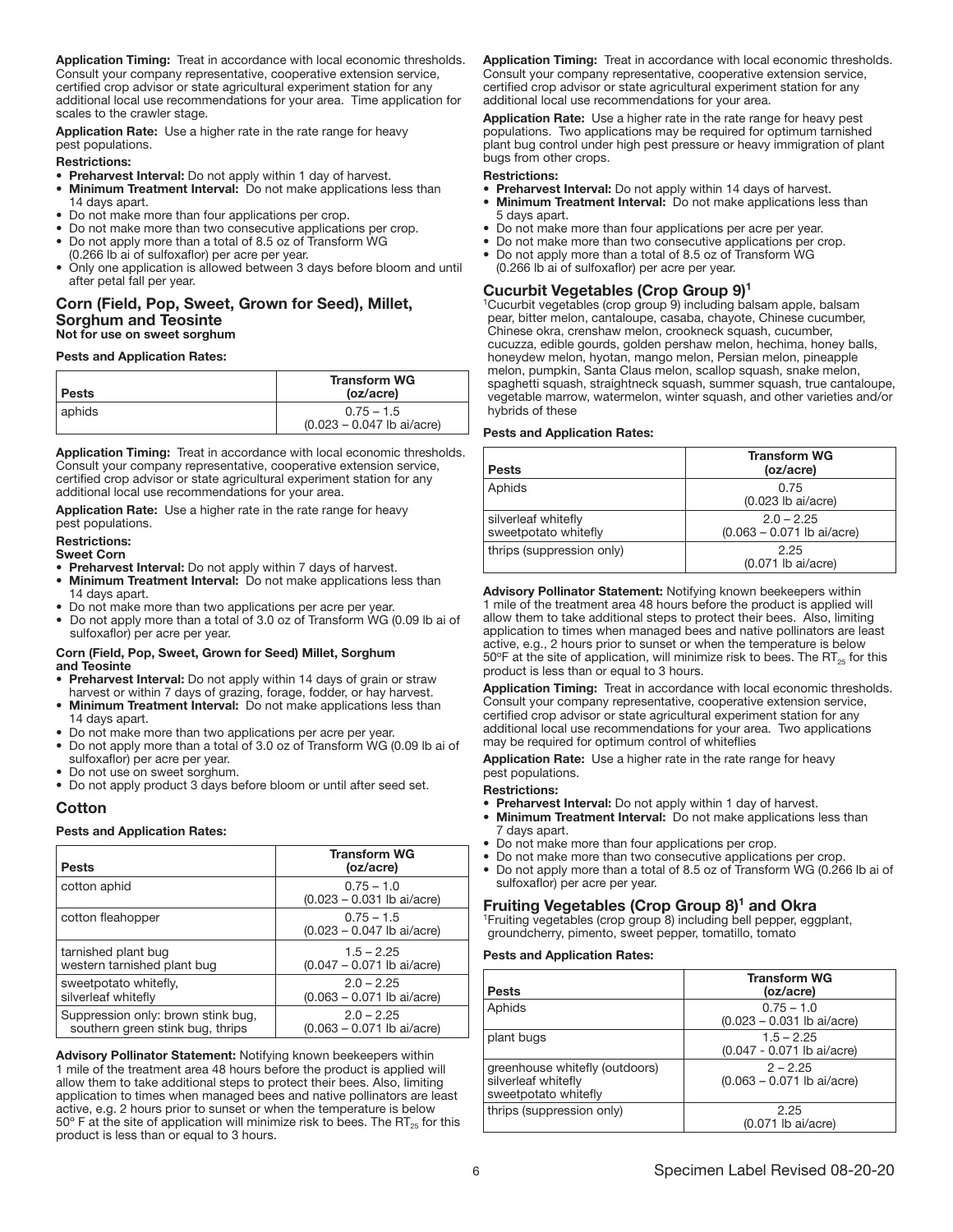**Application Timing:** Treat in accordance with local economic thresholds. Consult your company representative, cooperative extension service, certified crop advisor or state agricultural experiment station for any additional local use recommendations for your area. Time application for scales to the crawler stage.

**Application Rate:** Use a higher rate in the rate range for heavy pest populations.

**Restrictions:**

- **Preharvest Interval:** Do not apply within 1 day of harvest.
- **Minimum Treatment Interval:** Do not make applications less than 14 days apart.
- Do not make more than four applications per crop.
- Do not make more than two consecutive applications per crop.
- Do not apply more than a total of 8.5 oz of Transform WG (0.266 lb ai of sulfoxaflor) per acre per year.
- Only one application is allowed between 3 days before bloom and until after petal fall per year.

## Corn (Field, Pop, Sweet, Grown for Seed), Millet, Sorghum and Teosinte

**Not for use on sweet sorghum**

**Pests and Application Rates:**

| Pests | Transform WG (oz/acre) |
|---|---|
| aphids | 0.75 – 1.5 (0.023 – 0.047 lb ai/acre) |

**Application Timing:** Treat in accordance with local economic thresholds. Consult your company representative, cooperative extension service, certified crop advisor or state agricultural experiment station for any additional local use recommendations for your area.

**Application Rate:** Use a higher rate in the rate range for heavy pest populations.

**Restrictions:**

**Sweet Corn**

- **Preharvest Interval:** Do not apply within 7 days of harvest.
- **Minimum Treatment Interval:** Do not make applications less than 14 days apart.
- Do not make more than two applications per acre per year.
- Do not apply more than a total of 3.0 oz of Transform WG (0.09 lb ai of sulfoxaflor) per acre per year.

**Corn (Field, Pop, Sweet, Grown for Seed) Millet, Sorghum and Teosinte**

- **Preharvest Interval:** Do not apply within 14 days of grain or straw harvest or within 7 days of grazing, forage, fodder, or hay harvest.
- **Minimum Treatment Interval:** Do not make applications less than 14 days apart.
- Do not make more than two applications per acre per year.
- Do not apply more than a total of 3.0 oz of Transform WG (0.09 lb ai of sulfoxaflor) per acre per year.
- Do not use on sweet sorghum.
- Do not apply product 3 days before bloom or until after seed set.

## Cotton

**Pests and Application Rates:**

| Pests | Transform WG (oz/acre) |
|---|---|
| cotton aphid | 0.75 – 1.0 (0.023 – 0.031 lb ai/acre) |
| cotton fleahopper | 0.75 – 1.5 (0.023 – 0.047 lb ai/acre) |
| tarnished plant bug<br>western tarnished plant bug | 1.5 – 2.25 (0.047 – 0.071 lb ai/acre) |
| sweetpotato whitefly,<br>silverleaf whitefly | 2.0 – 2.25 (0.063 – 0.071 lb ai/acre) |
| Suppression only: brown stink bug, southern green stink bug, thrips | 2.0 – 2.25 (0.063 – 0.071 lb ai/acre) |

**Advisory Pollinator Statement:** Notifying known beekeepers within 1 mile of the treatment area 48 hours before the product is applied will allow them to take additional steps to protect their bees. Also, limiting application to times when managed bees and native pollinators are least active, e.g. 2 hours prior to sunset or when the temperature is below 50° F at the site of application will minimize risk to bees. The $RT_{25}$ for this product is less than or equal to 3 hours.

**Application Timing:** Treat in accordance with local economic thresholds. Consult your company representative, cooperative extension service, certified crop advisor or state agricultural experiment station for any additional local use recommendations for your area.

**Application Rate:** Use a higher rate in the rate range for heavy pest populations. Two applications may be required for optimum tarnished plant bug control under high pest pressure or heavy immigration of plant bugs from other crops.

**Restrictions:**

- **Preharvest Interval:** Do not apply within 14 days of harvest.
- **Minimum Treatment Interval:** Do not make applications less than 5 days apart.
- Do not make more than four applications per acre per year.
- Do not make more than two consecutive applications per crop.
- Do not apply more than a total of 8.5 oz of Transform WG (0.266 lb ai of sulfoxaflor) per acre per year.

## Cucurbit Vegetables (Crop Group 9)[1]

[1]Cucurbit vegetables (crop group 9) including balsam apple, balsam pear, bitter melon, cantaloupe, casaba, chayote, Chinese cucumber, Chinese okra, crenshaw melon, crookneck squash, cucumber, cucuzza, edible gourds, golden pershaw melon, hechima, honey balls, honeydew melon, hyotan, mango melon, Persian melon, pineapple melon, pumpkin, Santa Claus melon, scallop squash, snake melon, spaghetti squash, straightneck squash, summer squash, true cantaloupe, vegetable marrow, watermelon, winter squash, and other varieties and/or hybrids of these

**Pests and Application Rates:**

| Pests | Transform WG (oz/acre) |
|---|---|
| Aphids | 0.75 (0.023 lb ai/acre) |
| silverleaf whitefly<br>sweetpotato whitefly | 2.0 – 2.25 (0.063 – 0.071 lb ai/acre) |
| thrips (suppression only) | 2.25 (0.071 lb ai/acre) |

**Advisory Pollinator Statement:** Notifying known beekeepers within 1 mile of the treatment area 48 hours before the product is applied will allow them to take additional steps to protect their bees. Also, limiting application to times when managed bees and native pollinators are least active, e.g., 2 hours prior to sunset or when the temperature is below 50°F at the site of application, will minimize risk to bees. The $RT_{25}$ for this product is less than or equal to 3 hours.

**Application Timing:** Treat in accordance with local economic thresholds. Consult your company representative, cooperative extension service, certified crop advisor or state agricultural experiment station for any additional local use recommendations for your area. Two applications may be required for optimum control of whiteflies

**Application Rate:** Use a higher rate in the rate range for heavy pest populations.

**Restrictions:**

- **Preharvest Interval:** Do not apply within 1 day of harvest.
- **Minimum Treatment Interval:** Do not make applications less than 7 days apart.
- Do not make more than four applications per crop.
- Do not make more than two consecutive applications per crop.
- Do not apply more than a total of 8.5 oz of Transform WG (0.266 lb ai of sulfoxaflor) per acre per year.

## Fruiting Vegetables (Crop Group 8)[1] and Okra

[1]Fruiting vegetables (crop group 8) including bell pepper, eggplant, groundcherry, pimento, sweet pepper, tomatillo, tomato

**Pests and Application Rates:**

| Pests | Transform WG (oz/acre) |
|---|---|
| Aphids | 0.75 – 1.0 (0.023 – 0.031 lb ai/acre) |
| plant bugs | 1.5 – 2.25 (0.047 - 0.071 lb ai/acre) |
| greenhouse whitefly (outdoors)<br>silverleaf whitefly<br>sweetpotato whitefly | 2 – 2.25 (0.063 – 0.071 lb ai/acre) |
| thrips (suppression only) | 2.25 (0.071 lb ai/acre) |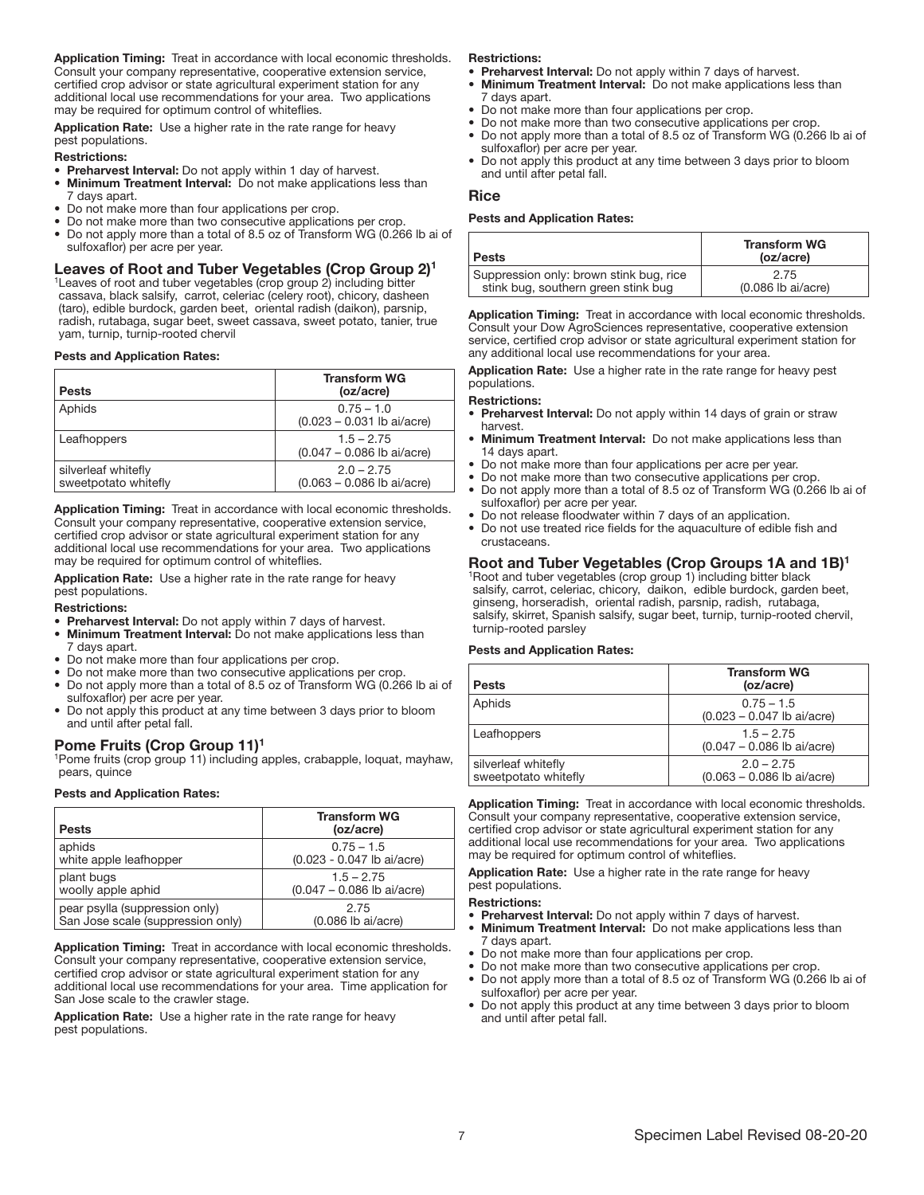**Application Timing:** Treat in accordance with local economic thresholds. Consult your company representative, cooperative extension service, certified crop advisor or state agricultural experiment station for any additional local use recommendations for your area. Two applications may be required for optimum control of whiteflies.

**Application Rate:** Use a higher rate in the rate range for heavy pest populations.

**Restrictions:**

- **Preharvest Interval:** Do not apply within 1 day of harvest.
- **Minimum Treatment Interval:** Do not make applications less than 7 days apart.
- Do not make more than four applications per crop.
- Do not make more than two consecutive applications per crop.
- Do not apply more than a total of 8.5 oz of Transform WG (0.266 lb ai of sulfoxaflor) per acre per year.

## Leaves of Root and Tuber Vegetables (Crop Group 2)[1]

[1]Leaves of root and tuber vegetables (crop group 2) including bitter cassava, black salsify, carrot, celeriac (celery root), chicory, dasheen (taro), edible burdock, garden beet, oriental radish (daikon), parsnip, radish, rutabaga, sugar beet, sweet cassava, sweet potato, tanier, true yam, turnip, turnip-rooted chervil

**Pests and Application Rates:**

| Pests | Transform WG (oz/acre) |
|---|---|
| Aphids | 0.75 – 1.0 (0.023 – 0.031 lb ai/acre) |
| Leafhoppers | 1.5 – 2.75 (0.047 – 0.086 lb ai/acre) |
| silverleaf whitefly sweetpotato whitefly | 2.0 – 2.75 (0.063 – 0.086 lb ai/acre) |

**Application Timing:** Treat in accordance with local economic thresholds. Consult your company representative, cooperative extension service, certified crop advisor or state agricultural experiment station for any additional local use recommendations for your area. Two applications may be required for optimum control of whiteflies.

**Application Rate:** Use a higher rate in the rate range for heavy pest populations.

**Restrictions:**

- **Preharvest Interval:** Do not apply within 7 days of harvest.
- **Minimum Treatment Interval:** Do not make applications less than 7 days apart.
- Do not make more than four applications per crop.
- Do not make more than two consecutive applications per crop.
- Do not apply more than a total of 8.5 oz of Transform WG (0.266 lb ai of sulfoxaflor) per acre per year.
- Do not apply this product at any time between 3 days prior to bloom and until after petal fall.

## Pome Fruits (Crop Group 11)[1]

[1]Pome fruits (crop group 11) including apples, crabapple, loquat, mayhaw, pears, quince

**Pests and Application Rates:**

| Pests | Transform WG (oz/acre) |
|---|---|
| aphids white apple leafhopper | 0.75 – 1.5 (0.023 - 0.047 lb ai/acre) |
| plant bugs woolly apple aphid | 1.5 – 2.75 (0.047 – 0.086 lb ai/acre) |
| pear psylla (suppression only) San Jose scale (suppression only) | 2.75 (0.086 lb ai/acre) |

**Application Timing:** Treat in accordance with local economic thresholds. Consult your company representative, cooperative extension service, certified crop advisor or state agricultural experiment station for any additional local use recommendations for your area. Time application for San Jose scale to the crawler stage.

**Application Rate:** Use a higher rate in the rate range for heavy pest populations.

**Restrictions:**

- **Preharvest Interval:** Do not apply within 7 days of harvest.
- **Minimum Treatment Interval:** Do not make applications less than 7 days apart.
- Do not make more than four applications per crop.
- Do not make more than two consecutive applications per crop.
- Do not apply more than a total of 8.5 oz of Transform WG (0.266 lb ai of sulfoxaflor) per acre per year.
- Do not apply this product at any time between 3 days prior to bloom and until after petal fall.

## Rice

**Pests and Application Rates:**

| Pests | Transform WG (oz/acre) |
|---|---|
| Suppression only: brown stink bug, rice stink bug, southern green stink bug | 2.75 (0.086 lb ai/acre) |

**Application Timing:** Treat in accordance with local economic thresholds. Consult your Dow AgroSciences representative, cooperative extension service, certified crop advisor or state agricultural experiment station for any additional local use recommendations for your area.

**Application Rate:** Use a higher rate in the rate range for heavy pest populations.

**Restrictions:**

- **Preharvest Interval:** Do not apply within 14 days of grain or straw harvest.
- **Minimum Treatment Interval:** Do not make applications less than 14 days apart.
- Do not make more than four applications per acre per year.
- Do not make more than two consecutive applications per crop.
- Do not apply more than a total of 8.5 oz of Transform WG (0.266 lb ai of sulfoxaflor) per acre per year.
- Do not release floodwater within 7 days of an application.
- Do not use treated rice fields for the aquaculture of edible fish and crustaceans.

## Root and Tuber Vegetables (Crop Groups 1A and 1B)[1]

[1]Root and tuber vegetables (crop group 1) including bitter black salsify, carrot, celeriac, chicory, daikon, edible burdock, garden beet, ginseng, horseradish, oriental radish, parsnip, radish, rutabaga, salsify, skirret, Spanish salsify, sugar beet, turnip, turnip-rooted chervil, turnip-rooted parsley

**Pests and Application Rates:**

| Pests | Transform WG (oz/acre) |
|---|---|
| Aphids | 0.75 – 1.5 (0.023 – 0.047 lb ai/acre) |
| Leafhoppers | 1.5 – 2.75 (0.047 – 0.086 lb ai/acre) |
| silverleaf whitefly sweetpotato whitefly | 2.0 – 2.75 (0.063 – 0.086 lb ai/acre) |

**Application Timing:** Treat in accordance with local economic thresholds. Consult your company representative, cooperative extension service, certified crop advisor or state agricultural experiment station for any additional local use recommendations for your area. Two applications may be required for optimum control of whiteflies.

**Application Rate:** Use a higher rate in the rate range for heavy pest populations.

**Restrictions:**

- **Preharvest Interval:** Do not apply within 7 days of harvest.
- **Minimum Treatment Interval:** Do not make applications less than 7 days apart.
- Do not make more than four applications per crop.
- Do not make more than two consecutive applications per crop.
- Do not apply more than a total of 8.5 oz of Transform WG (0.266 lb ai of sulfoxaflor) per acre per year.
- Do not apply this product at any time between 3 days prior to bloom and until after petal fall.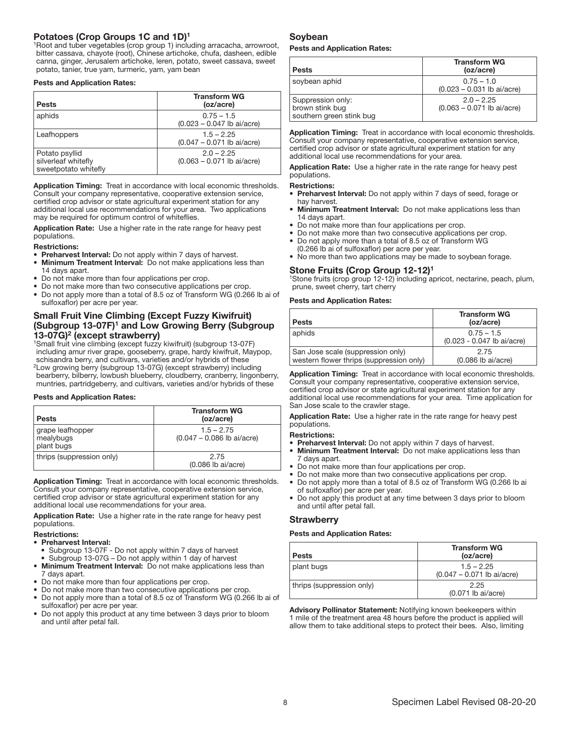## Potatoes (Crop Groups 1C and 1D)[1]

[1]Root and tuber vegetables (crop group 1) including arracacha, arrowroot, bitter cassava, chayote (root), Chinese artichoke, chufa, dasheen, edible canna, ginger, Jerusalem artichoke, leren, potato, sweet cassava, sweet potato, tanier, true yam, turmeric, yam, yam bean

**Pests and Application Rates:**

| Pests | Transform WG (oz/acre) |
|---|---|
| aphids | 0.75 – 1.5 (0.023 – 0.047 lb ai/acre) |
| Leafhoppers | 1.5 – 2.25 (0.047 – 0.071 lb ai/acre) |
| Potato psyllid silverleaf whitefly sweetpotato whitefly | 2.0 – 2.25 (0.063 – 0.071 lb ai/acre) |

**Application Timing:** Treat in accordance with local economic thresholds. Consult your company representative, cooperative extension service, certified crop advisor or state agricultural experiment station for any additional local use recommendations for your area. Two applications may be required for optimum control of whiteflies.

**Application Rate:** Use a higher rate in the rate range for heavy pest populations.

**Restrictions:**
- **Preharvest Interval:** Do not apply within 7 days of harvest.
- **Minimum Treatment Interval:** Do not make applications less than 14 days apart.
- Do not make more than four applications per crop.
- Do not make more than two consecutive applications per crop.
- Do not apply more than a total of 8.5 oz of Transform WG (0.266 lb ai of sulfoxaflor) per acre per year.

## Small Fruit Vine Climbing (Except Fuzzy Kiwifruit) (Subgroup 13-07F)[1] and Low Growing Berry (Subgroup 13-07G)[2] (except strawberry)

[1]Small fruit vine climbing (except fuzzy kiwifruit) (subgroup 13-07F) including amur river grape, gooseberry, grape, hardy kiwifruit, Maypop, schisandra berry, and cultivars, varieties and/or hybrids of these
[2]Low growing berry (subgroup 13-07G) (except strawberry) including bearberry, bilberry, lowbush blueberry, cloudberry, cranberry, lingonberry, muntries, partridgeberry, and cultivars, varieties and/or hybrids of these

**Pests and Application Rates:**

| Pests | Transform WG (oz/acre) |
|---|---|
| grape leafhopper mealybugs plant bugs | 1.5 – 2.75 (0.047 – 0.086 lb ai/acre) |
| thrips (suppression only) | 2.75 (0.086 lb ai/acre) |

**Application Timing:** Treat in accordance with local economic thresholds. Consult your company representative, cooperative extension service, certified crop advisor or state agricultural experiment station for any additional local use recommendations for your area.

**Application Rate:** Use a higher rate in the rate range for heavy pest populations.

**Restrictions:**
- **Preharvest Interval:**
  - Subgroup 13-07F - Do not apply within 7 days of harvest
  - Subgroup 13-07G – Do not apply within 1 day of harvest
- **Minimum Treatment Interval:** Do not make applications less than 7 days apart.
- Do not make more than four applications per crop.
- Do not make more than two consecutive applications per crop.
- Do not apply more than a total of 8.5 oz of Transform WG (0.266 lb ai of sulfoxaflor) per acre per year.
- Do not apply this product at any time between 3 days prior to bloom and until after petal fall.

## Soybean

**Pests and Application Rates:**

| Pests | Transform WG (oz/acre) |
|---|---|
| soybean aphid | 0.75 – 1.0 (0.023 – 0.031 lb ai/acre) |
| Suppression only: brown stink bug southern green stink bug | 2.0 – 2.25 (0.063 – 0.071 lb ai/acre) |

**Application Timing:** Treat in accordance with local economic thresholds. Consult your company representative, cooperative extension service, certified crop advisor or state agricultural experiment station for any additional local use recommendations for your area.

**Application Rate:** Use a higher rate in the rate range for heavy pest populations.

**Restrictions:**
- **Preharvest Interval:** Do not apply within 7 days of seed, forage or hay harvest.
- **Minimum Treatment Interval:** Do not make applications less than 14 days apart.
- Do not make more than four applications per crop.
- Do not make more than two consecutive applications per crop.
- Do not apply more than a total of 8.5 oz of Transform WG (0.266 lb ai of sulfoxaflor) per acre per year.
- No more than two applications may be made to soybean forage.

## Stone Fruits (Crop Group 12-12)[1]

[1]Stone fruits (crop group 12-12) including apricot, nectarine, peach, plum, prune, sweet cherry, tart cherry

**Pests and Application Rates:**

| Pests | Transform WG (oz/acre) |
|---|---|
| aphids | 0.75 – 1.5 (0.023 - 0.047 lb ai/acre) |
| San Jose scale (suppression only) western flower thrips (suppression only) | 2.75 (0.086 lb ai/acre) |

**Application Timing:** Treat in accordance with local economic thresholds. Consult your company representative, cooperative extension service, certified crop advisor or state agricultural experiment station for any additional local use recommendations for your area. Time application for San Jose scale to the crawler stage.

**Application Rate:** Use a higher rate in the rate range for heavy pest populations.

**Restrictions:**
- **Preharvest Interval:** Do not apply within 7 days of harvest.
- **Minimum Treatment Interval:** Do not make applications less than 7 days apart.
- Do not make more than four applications per crop.
- Do not make more than two consecutive applications per crop.
- Do not apply more than a total of 8.5 oz of Transform WG (0.266 lb ai of sulfoxaflor) per acre per year.
- Do not apply this product at any time between 3 days prior to bloom and until after petal fall.

## Strawberry

**Pests and Application Rates:**

| Pests | Transform WG (oz/acre) |
|---|---|
| plant bugs | 1.5 – 2.25 (0.047 – 0.071 lb ai/acre) |
| thrips (suppression only) | 2.25 (0.071 lb ai/acre) |

**Advisory Pollinator Statement:** Notifying known beekeepers within 1 mile of the treatment area 48 hours before the product is applied will allow them to take additional steps to protect their bees. Also, limiting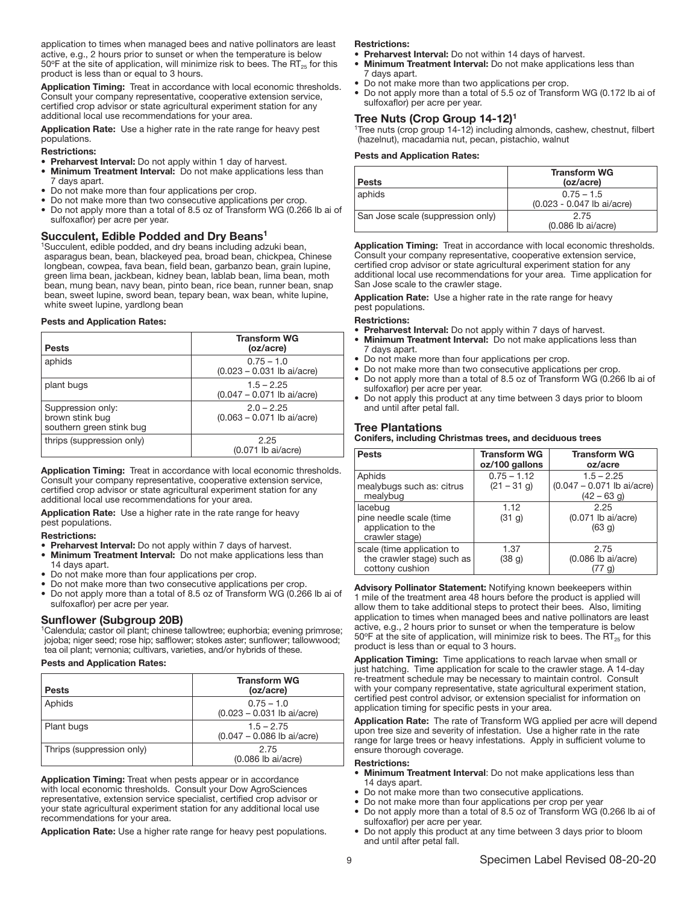application to times when managed bees and native pollinators are least active, e.g., 2 hours prior to sunset or when the temperature is below 50ºF at the site of application, will minimize risk to bees. The $RT_{25}$ for this product is less than or equal to 3 hours.

**Application Timing:** Treat in accordance with local economic thresholds. Consult your company representative, cooperative extension service, certified crop advisor or state agricultural experiment station for any additional local use recommendations for your area.

**Application Rate:** Use a higher rate in the rate range for heavy pest populations.

**Restrictions:**
- **Preharvest Interval:** Do not apply within 1 day of harvest.
- **Minimum Treatment Interval:** Do not make applications less than 7 days apart.
- Do not make more than four applications per crop.
- Do not make more than two consecutive applications per crop.
- Do not apply more than a total of 8.5 oz of Transform WG (0.266 lb ai of sulfoxaflor) per acre per year.

## Succulent, Edible Podded and Dry Beans[1]

[1]Succulent, edible podded, and dry beans including adzuki bean, asparagus bean, bean, blackeyed pea, broad bean, chickpea, Chinese longbean, cowpea, fava bean, field bean, garbanzo bean, grain lupine, green lima bean, jackbean, kidney bean, lablab bean, lima bean, moth bean, mung bean, navy bean, pinto bean, rice bean, runner bean, snap bean, sweet lupine, sword bean, tepary bean, wax bean, white lupine, white sweet lupine, yardlong bean

**Pests and Application Rates:**

| Pests | Transform WG (oz/acre) |
|---|---|
| aphids | 0.75 – 1.0 (0.023 – 0.031 lb ai/acre) |
| plant bugs | 1.5 – 2.25 (0.047 – 0.071 lb ai/acre) |
| Suppression only: brown stink bug southern green stink bug | 2.0 – 2.25 (0.063 – 0.071 lb ai/acre) |
| thrips (suppression only) | 2.25 (0.071 lb ai/acre) |

**Application Timing:** Treat in accordance with local economic thresholds. Consult your company representative, cooperative extension service, certified crop advisor or state agricultural experiment station for any additional local use recommendations for your area.

**Application Rate:** Use a higher rate in the rate range for heavy pest populations.

**Restrictions:**
- **Preharvest Interval:** Do not apply within 7 days of harvest.
- **Minimum Treatment Interval:** Do not make applications less than 14 days apart.
- Do not make more than four applications per crop.
- Do not make more than two consecutive applications per crop.
- Do not apply more than a total of 8.5 oz of Transform WG (0.266 lb ai of sulfoxaflor) per acre per year.

## Sunflower (Subgroup 20B)

[1]Calendula; castor oil plant; chinese tallowtree; euphorbia; evening primrose; jojoba; niger seed; rose hip; safflower; stokes aster; sunflower; tallowwood; tea oil plant; vernonia; cultivars, varieties, and/or hybrids of these.

**Pests and Application Rates:**

| Pests | Transform WG (oz/acre) |
|---|---|
| Aphids | 0.75 – 1.0 (0.023 – 0.031 lb ai/acre) |
| Plant bugs | 1.5 – 2.75 (0.047 – 0.086 lb ai/acre) |
| Thrips (suppression only) | 2.75 (0.086 lb ai/acre) |

**Application Timing:** Treat when pests appear or in accordance with local economic thresholds. Consult your Dow AgroSciences representative, extension service specialist, certified crop advisor or your state agricultural experiment station for any additional local use recommendations for your area.

**Application Rate:** Use a higher rate range for heavy pest populations.

**Restrictions:**
- **Preharvest Interval:** Do not within 14 days of harvest.
- **Minimum Treatment Interval:** Do not make applications less than 7 days apart.
- Do not make more than two applications per crop.
- Do not apply more than a total of 5.5 oz of Transform WG (0.172 lb ai of sulfoxaflor) per acre per year.

## Tree Nuts (Crop Group 14-12)[1]

[1]Tree nuts (crop group 14-12) including almonds, cashew, chestnut, filbert (hazelnut), macadamia nut, pecan, pistachio, walnut

**Pests and Application Rates:**

| Pests | Transform WG (oz/acre) |
|---|---|
| aphids | 0.75 – 1.5 (0.023 - 0.047 lb ai/acre) |
| San Jose scale (suppression only) | 2.75 (0.086 lb ai/acre) |

**Application Timing:** Treat in accordance with local economic thresholds. Consult your company representative, cooperative extension service, certified crop advisor or state agricultural experiment station for any additional local use recommendations for your area. Time application for San Jose scale to the crawler stage.

**Application Rate:** Use a higher rate in the rate range for heavy pest populations.

**Restrictions:**
- **Preharvest Interval:** Do not apply within 7 days of harvest.
- **Minimum Treatment Interval:** Do not make applications less than 7 days apart.
- Do not make more than four applications per crop.
- Do not make more than two consecutive applications per crop.
- Do not apply more than a total of 8.5 oz of Transform WG (0.266 lb ai of sulfoxaflor) per acre per year.
- Do not apply this product at any time between 3 days prior to bloom and until after petal fall.

## Tree Plantations

**Conifers, including Christmas trees, and deciduous trees**

| Pests | Transform WG oz/100 gallons | Transform WG oz/acre |
|---|---|---|
| Aphids mealybugs such as: citrus mealybug | 0.75 – 1.12 (21 – 31 g) | 1.5 – 2.25 (0.047 – 0.071 lb ai/acre) (42 – 63 g) |
| lacebug pine needle scale (time application to the crawler stage) | 1.12 (31 g) | 2.25 (0.071 lb ai/acre) (63 g) |
| scale (time application to the crawler stage) such as cottony cushion | 1.37 (38 g) | 2.75 (0.086 lb ai/acre) (77 g) |

**Advisory Pollinator Statement:** Notifying known beekeepers within 1 mile of the treatment area 48 hours before the product is applied will allow them to take additional steps to protect their bees. Also, limiting application to times when managed bees and native pollinators are least active, e.g., 2 hours prior to sunset or when the temperature is below 50ºF at the site of application, will minimize risk to bees. The $RT_{25}$ for this product is less than or equal to 3 hours.

**Application Timing:** Time applications to reach larvae when small or just hatching. Time application for scale to the crawler stage. A 14-day re-treatment schedule may be necessary to maintain control. Consult with your company representative, state agricultural experiment station, certified pest control advisor, or extension specialist for information on application timing for specific pests in your area.

**Application Rate:** The rate of Transform WG applied per acre will depend upon tree size and severity of infestation. Use a higher rate in the rate range for large trees or heavy infestations. Apply in sufficient volume to ensure thorough coverage.

**Restrictions:**
- **Minimum Treatment Interval**: Do not make applications less than 14 days apart.
- Do not make more than two consecutive applications.
- Do not make more than four applications per crop per year
- Do not apply more than a total of 8.5 oz of Transform WG (0.266 lb ai of sulfoxaflor) per acre per year.
- Do not apply this product at any time between 3 days prior to bloom and until after petal fall.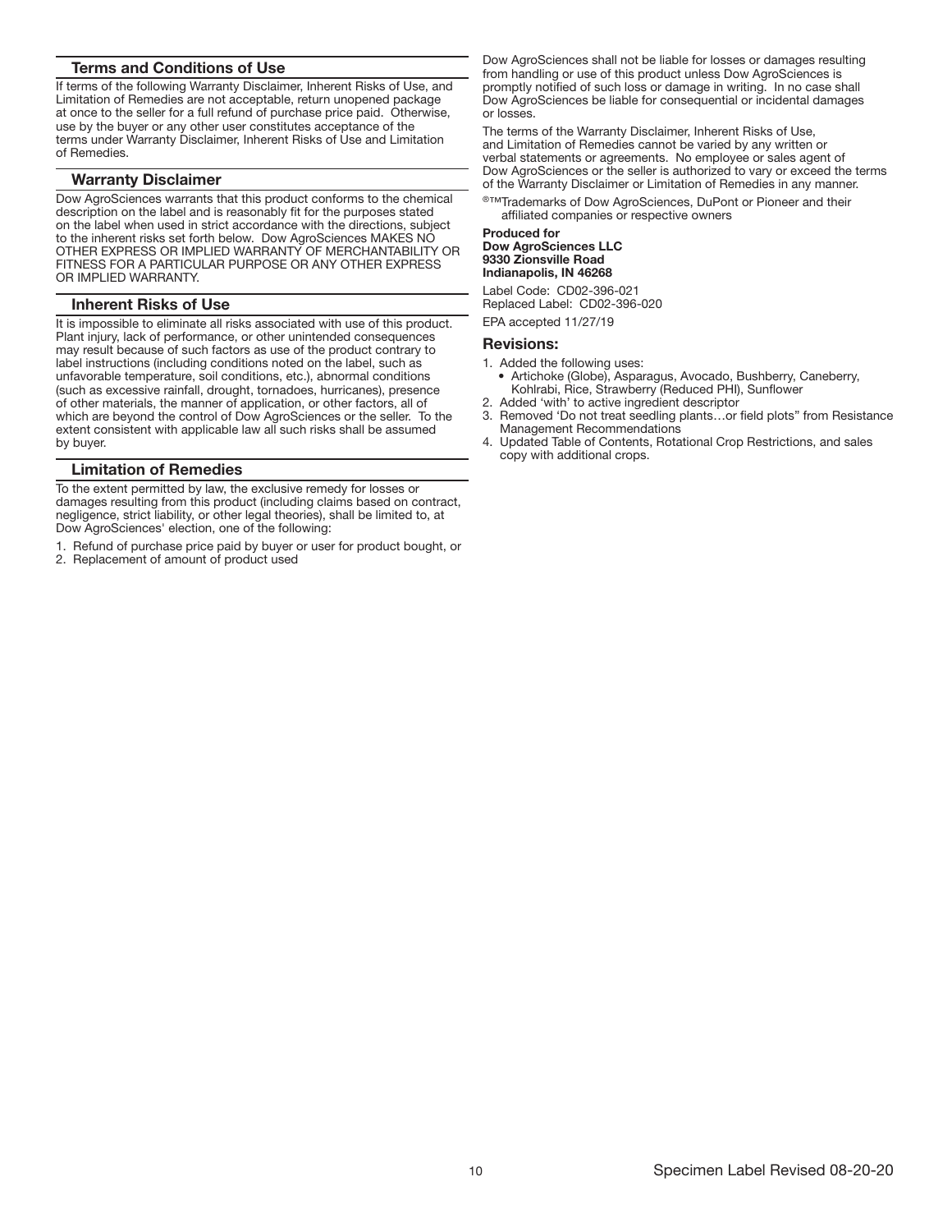### Terms and Conditions of Use

If terms of the following Warranty Disclaimer, Inherent Risks of Use, and Limitation of Remedies are not acceptable, return unopened package at once to the seller for a full refund of purchase price paid. Otherwise, use by the buyer or any other user constitutes acceptance of the terms under Warranty Disclaimer, Inherent Risks of Use and Limitation of Remedies.

### Warranty Disclaimer

Dow AgroSciences warrants that this product conforms to the chemical description on the label and is reasonably fit for the purposes stated on the label when used in strict accordance with the directions, subject to the inherent risks set forth below. Dow AgroSciences MAKES NO OTHER EXPRESS OR IMPLIED WARRANTY OF MERCHANTABILITY OR FITNESS FOR A PARTICULAR PURPOSE OR ANY OTHER EXPRESS OR IMPLIED WARRANTY.

### Inherent Risks of Use

It is impossible to eliminate all risks associated with use of this product. Plant injury, lack of performance, or other unintended consequences may result because of such factors as use of the product contrary to label instructions (including conditions noted on the label, such as unfavorable temperature, soil conditions, etc.), abnormal conditions (such as excessive rainfall, drought, tornadoes, hurricanes), presence of other materials, the manner of application, or other factors, all of which are beyond the control of Dow AgroSciences or the seller. To the extent consistent with applicable law all such risks shall be assumed by buyer.

### Limitation of Remedies

To the extent permitted by law, the exclusive remedy for losses or damages resulting from this product (including claims based on contract, negligence, strict liability, or other legal theories), shall be limited to, at Dow AgroSciences' election, one of the following:

1. Refund of purchase price paid by buyer or user for product bought, or
2. Replacement of amount of product used

Dow AgroSciences shall not be liable for losses or damages resulting from handling or use of this product unless Dow AgroSciences is promptly notified of such loss or damage in writing. In no case shall Dow AgroSciences be liable for consequential or incidental damages or losses.

The terms of the Warranty Disclaimer, Inherent Risks of Use, and Limitation of Remedies cannot be varied by any written or verbal statements or agreements. No employee or sales agent of Dow AgroSciences or the seller is authorized to vary or exceed the terms of the Warranty Disclaimer or Limitation of Remedies in any manner.

®™Trademarks of Dow AgroSciences, DuPont or Pioneer and their affiliated companies or respective owners

**Produced for**
**Dow AgroSciences LLC**
**9330 Zionsville Road**
**Indianapolis, IN 46268**

Label Code: CD02-396-021
Replaced Label: CD02-396-020

EPA accepted 11/27/19

### Revisions:

1. Added the following uses:
   - Artichoke (Globe), Asparagus, Avocado, Bushberry, Caneberry, Kohlrabi, Rice, Strawberry (Reduced PHI), Sunflower
2. Added 'with' to active ingredient descriptor
3. Removed 'Do not treat seedling plants…or field plots" from Resistance Management Recommendations
4. Updated Table of Contents, Rotational Crop Restrictions, and sales copy with additional crops.

Specimen Label Revised 08-20-20